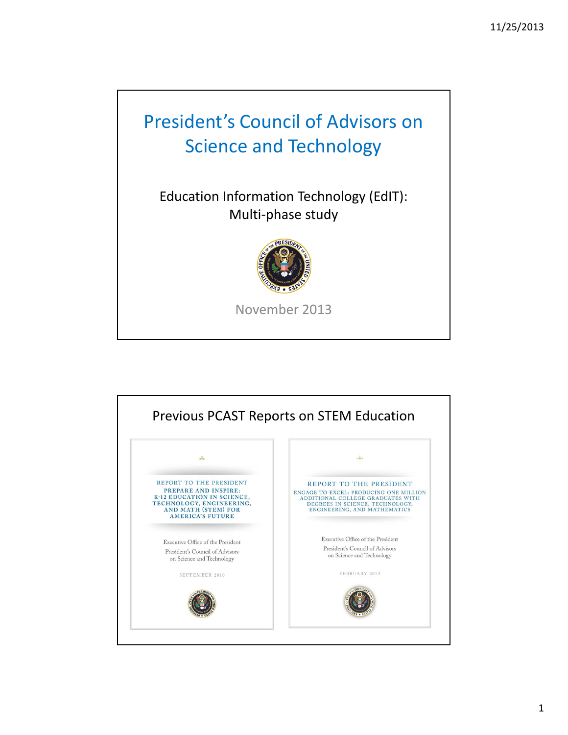# President's Council of Advisors on Science and Technology

Education Information Technology (EdIT): Multi-phase study

November 2013

## Previous PCAST Reports on STEM Education

REPORT TO THE PRESIDENT
PREPARE AND INSPIRE: K-12 EDUCATION IN SCIENCE, TECHNOLOGY, ENGINEERING, AND MATH (STEM) FOR AMERICA'S FUTURE

Executive Office of the President
President's Council of Advisors on Science and Technology

SEPTEMBER 2010

REPORT TO THE PRESIDENT
ENGAGE TO EXCEL: PRODUCING ONE MILLION ADDITIONAL COLLEGE GRADUATES WITH DEGREES IN SCIENCE, TECHNOLOGY, ENGINEERING, AND MATHEMATICS

Executive Office of the President
President's Council of Advisors on Science and Technology

FEBRUARY 2012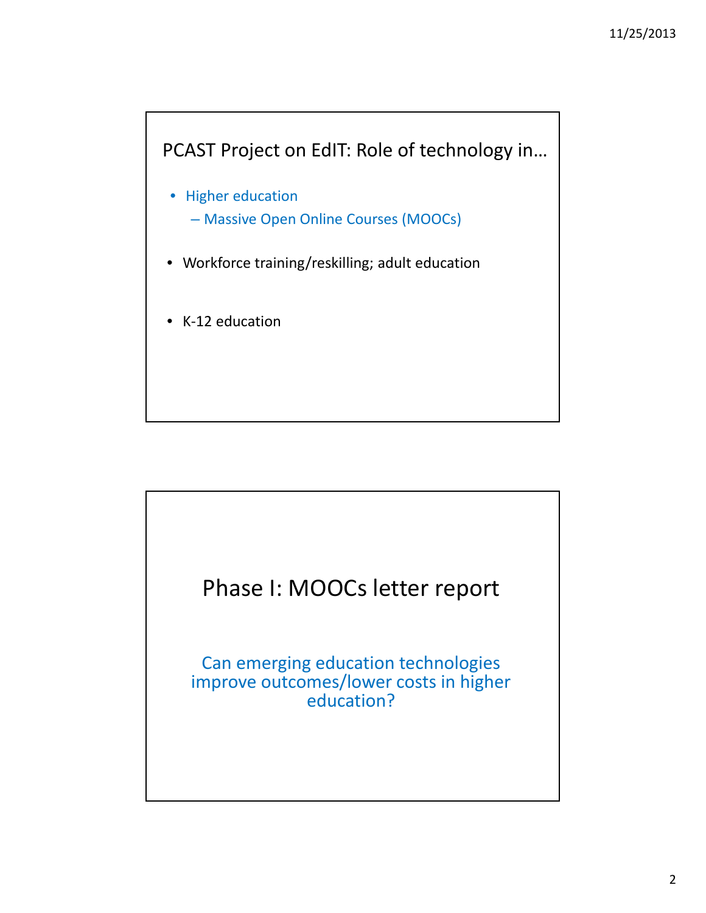## PCAST Project on EdIT: Role of technology in…

- Higher education
  - Massive Open Online Courses (MOOCs)
- Workforce training/reskilling; adult education
- K-12 education

## Phase I: MOOCs letter report

Can emerging education technologies improve outcomes/lower costs in higher education?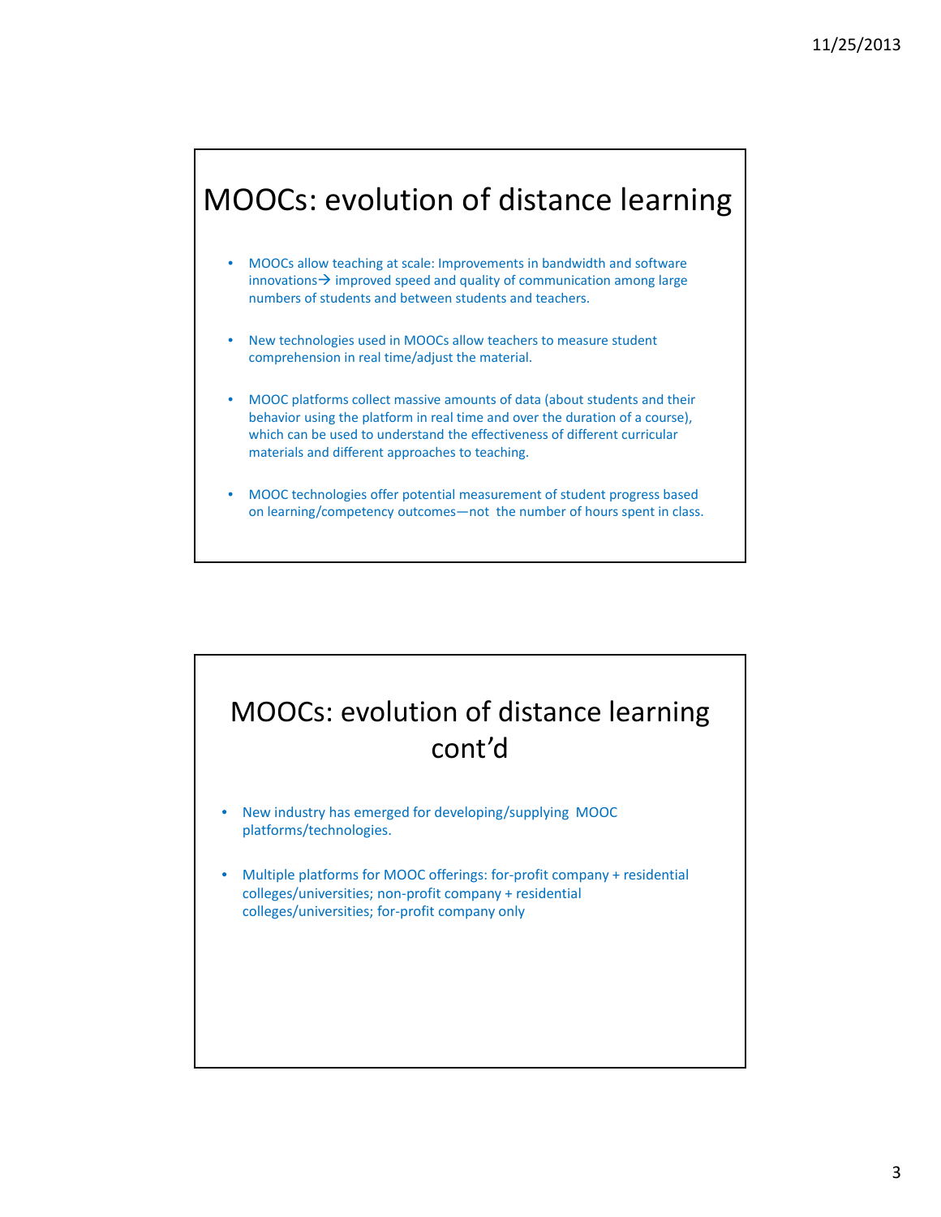## MOOCs: evolution of distance learning

- MOOCs allow teaching at scale: Improvements in bandwidth and software innovations→ improved speed and quality of communication among large numbers of students and between students and teachers.
- New technologies used in MOOCs allow teachers to measure student comprehension in real time/adjust the material.
- MOOC platforms collect massive amounts of data (about students and their behavior using the platform in real time and over the duration of a course), which can be used to understand the effectiveness of different curricular materials and different approaches to teaching.
- MOOC technologies offer potential measurement of student progress based on learning/competency outcomes—not the number of hours spent in class.

## MOOCs: evolution of distance learning cont'd

- New industry has emerged for developing/supplying MOOC platforms/technologies.
- Multiple platforms for MOOC offerings: for-profit company + residential colleges/universities; non-profit company + residential colleges/universities; for-profit company only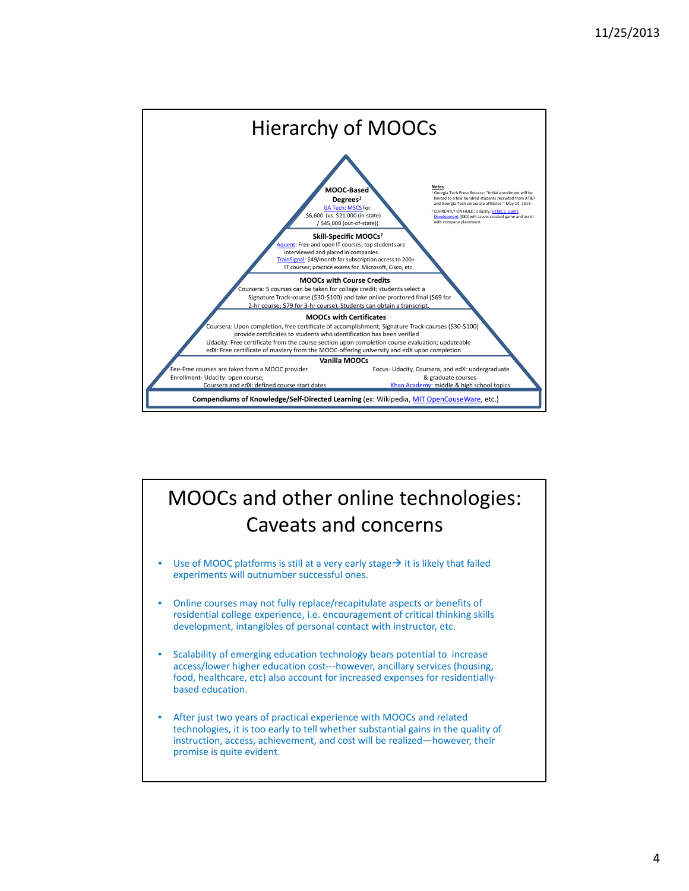# Hierarchy of MOOCs

**MOOC-Based Degrees**[1]

GA Tech: MSCS for $6,600 (vs. $21,000 (in-state) / $45,000 (out-of-state))

**Skill-Specific MOOCs**[2]

Aquent: Free and open IT courses; top students are interviewed and placed in companies

TrainSignal: $49/month for subscription access to 200+ IT courses; practice exams for Microsoft, Cisco, etc.

**MOOCs with Course Credits**

Coursera: 5 courses can be taken for college credit; students select a Signature Track-course ($30-$100) and take online proctored final ($69 for 2-hr course; $79 for 3-hr course). Students can obtain a transcript.

**MOOCs with Certificates**

Coursera: Upon completion, free certificate of accomplishment; Signature Track-courses ($30-$100) provide certificates to students who identification has been verified

Udacity: Free certificate from the course section upon completion course evaluation; updateable

edX: Free certificate of mastery from the MOOC-offering university and edX upon completion

**Vanilla MOOCs**

Fee-Free courses are taken from a MOOC provider

Enrollment- Udacity: open course; Coursera and edX: defined course start dates

Focus- Udacity, Coursera, and edX: undergraduate & graduate courses

Khan Academy: middle & high school topics

**Compendiums of Knowledge/Self-Directed Learning** (ex: Wikipedia, MIT OpenCouseWare, etc.)

**Notes**

[1] Georgia Tech Press Release: "Initial enrollment will be limited to a few hundred students recruited from AT&T and Georgia Tech corporate affiliates." May 14, 2013.

[2] CURRENTLY ON HOLD: Udacity: HTML 5 Game Development ($80) will assess created game and assist with company placement.

# MOOCs and other online technologies: Caveats and concerns

- Use of MOOC platforms is still at a very early stage→ it is likely that failed experiments will outnumber successful ones.
- Online courses may not fully replace/recapitulate aspects or benefits of residential college experience, i.e. encouragement of critical thinking skills development, intangibles of personal contact with instructor, etc.
- Scalability of emerging education technology bears potential to increase access/lower higher education cost---however, ancillary services (housing, food, healthcare, etc) also account for increased expenses for residentially-based education.
- After just two years of practical experience with MOOCs and related technologies, it is too early to tell whether substantial gains in the quality of instruction, access, achievement, and cost will be realized—however, their promise is quite evident.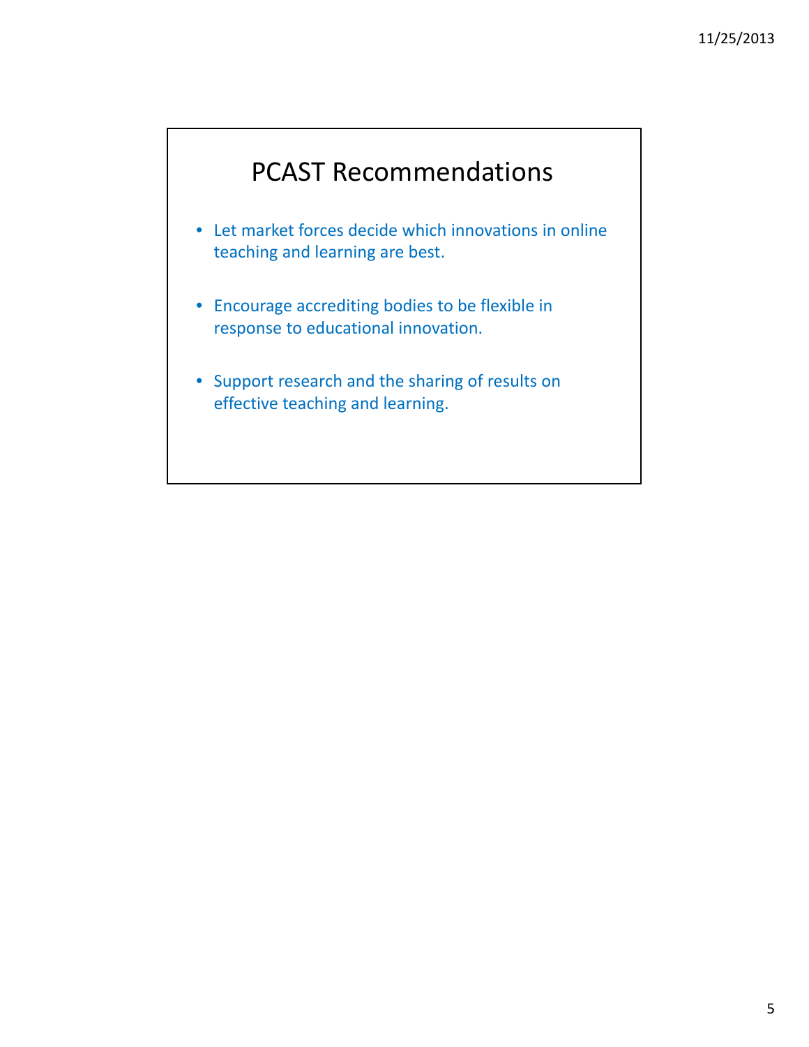## PCAST Recommendations

- Let market forces decide which innovations in online teaching and learning are best.
- Encourage accrediting bodies to be flexible in response to educational innovation.
- Support research and the sharing of results on effective teaching and learning.